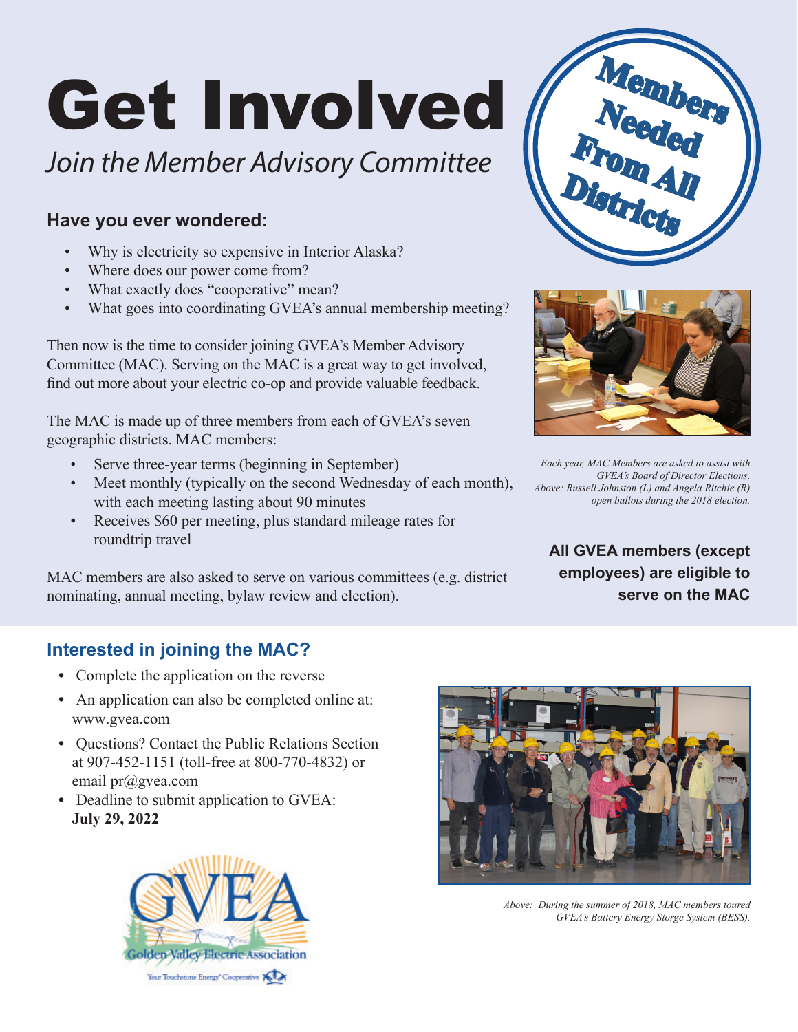# Get Involved

*Join the Member Advisory Committee*

**Members Needed From All Districts**

### Have you ever wondered:

- Why is electricity so expensive in Interior Alaska?
- Where does our power come from?
- What exactly does "cooperative" mean?
- What goes into coordinating GVEA's annual membership meeting?

Then now is the time to consider joining GVEA's Member Advisory Committee (MAC). Serving on the MAC is a great way to get involved, find out more about your electric co-op and provide valuable feedback.

The MAC is made up of three members from each of GVEA's seven geographic districts. MAC members:

- Serve three-year terms (beginning in September)
- Meet monthly (typically on the second Wednesday of each month), with each meeting lasting about 90 minutes
- Receives $60 per meeting, plus standard mileage rates for roundtrip travel

MAC members are also asked to serve on various committees (e.g. district nominating, annual meeting, bylaw review and election).

*Each year, MAC Members are asked to assist with GVEA's Board of Director Elections. Above: Russell Johnston (L) and Angela Ritchie (R) open ballots during the 2018 election.*

**All GVEA members (except employees) are eligible to serve on the MAC**

## Interested in joining the MAC?

- Complete the application on the reverse
- An application can also be completed online at: www.gvea.com
- Questions? Contact the Public Relations Section at 907-452-1151 (toll-free at 800-770-4832) or email pr@gvea.com
- Deadline to submit application to GVEA: **July 29, 2022**

*Above: During the summer of 2018, MAC members toured GVEA's Battery Energy Storge System (BESS).*

GVEA
Golden Valley Electric Association
Your Touchstone Energy® Cooperative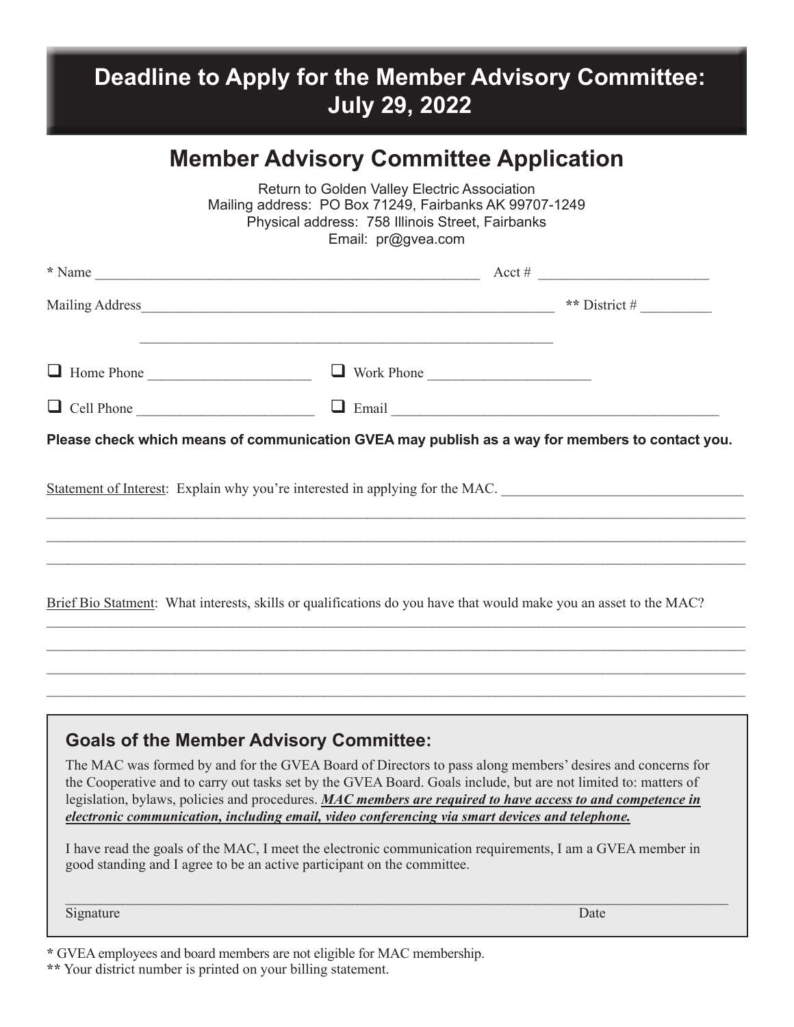# Deadline to Apply for the Member Advisory Committee: July 29, 2022

## Member Advisory Committee Application

Return to Golden Valley Electric Association
Mailing address: PO Box 71249, Fairbanks AK 99707-1249
Physical address: 758 Illinois Street, Fairbanks
Email: pr@gvea.com

* Name ________________________________________________ Acct # ____________________

Mailing Address ___________________________________________________ ** District # _________

_________________________________________________

☐ Home Phone ____________________ ☐ Work Phone ____________________

☐ Cell Phone ____________________ ☐ Email ________________________________________

**Please check which means of communication GVEA may publish as a way for members to contact you.**

Statement of Interest: Explain why you're interested in applying for the MAC. ______________________________

_______________________________________________________________________________________

_______________________________________________________________________________________

_______________________________________________________________________________________

Brief Bio Statment: What interests, skills or qualifications do you have that would make you an asset to the MAC?

_______________________________________________________________________________________

_______________________________________________________________________________________

_______________________________________________________________________________________

_______________________________________________________________________________________

### Goals of the Member Advisory Committee:

The MAC was formed by and for the GVEA Board of Directors to pass along members' desires and concerns for the Cooperative and to carry out tasks set by the GVEA Board. Goals include, but are not limited to: matters of legislation, bylaws, policies and procedures. ***MAC members are required to have access to and competence in electronic communication, including email, video conferencing via smart devices and telephone.***

I have read the goals of the MAC, I meet the electronic communication requirements, I am a GVEA member in good standing and I agree to be an active participant on the committee.

_______________________________________________________________________________________

Signature Date

* GVEA employees and board members are not eligible for MAC membership.

** Your district number is printed on your billing statement.